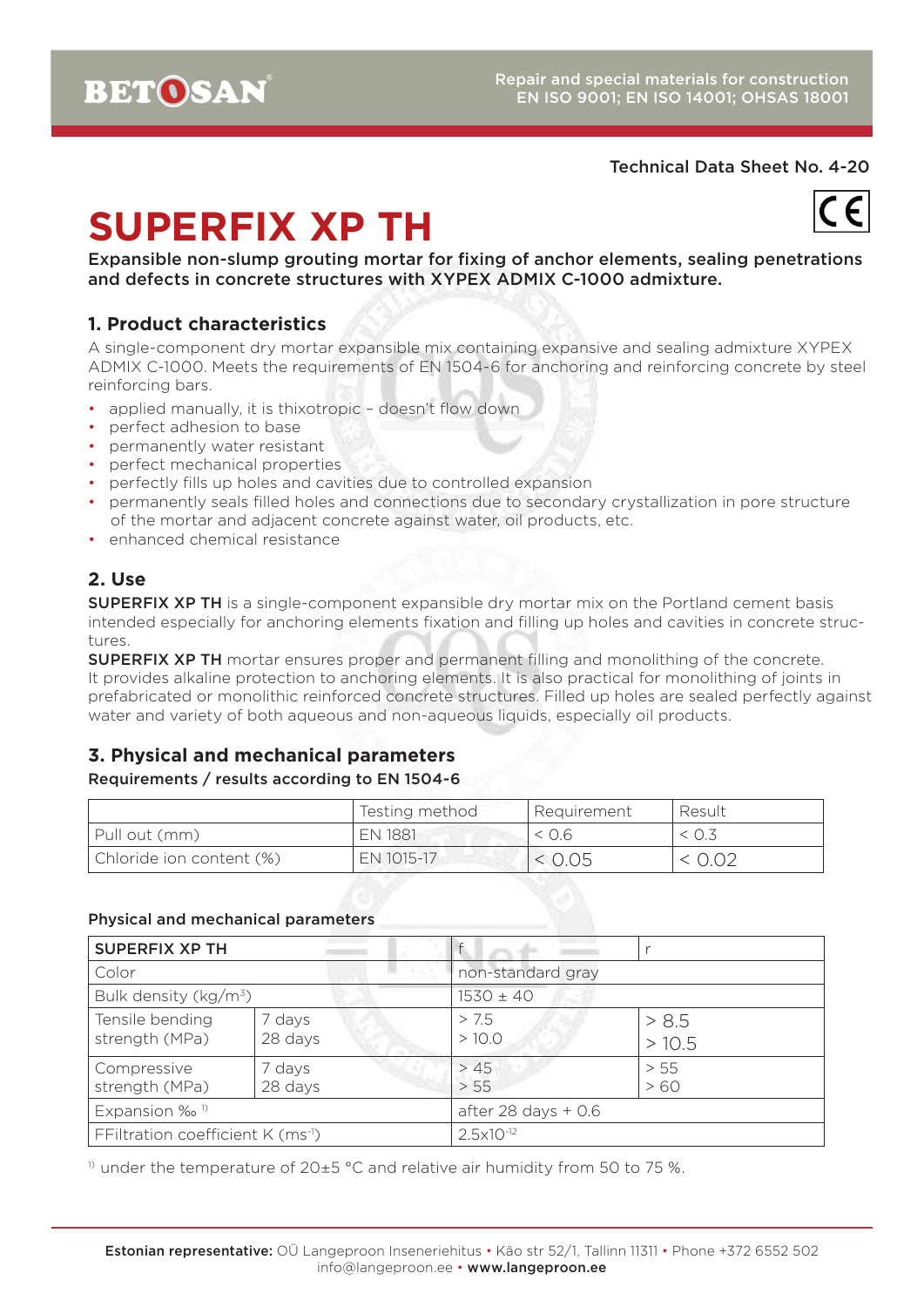Technical Data Sheet No. 4-20

# SUPERFIX XP TH

**Expansible non-slump grouting mortar for fixing of anchor elements, sealing penetrations and defects in concrete structures with XYPEX ADMIX C-1000 admixture.**

## 1. Product characteristics

A single-component dry mortar expansible mix containing expansive and sealing admixture XYPEX ADMIX C-1000. Meets the requirements of EN 1504-6 for anchoring and reinforcing concrete by steel reinforcing bars.

- applied manually, it is thixotropic – doesn't flow down
- perfect adhesion to base
- permanently water resistant
- perfect mechanical properties
- perfectly fills up holes and cavities due to controlled expansion
- permanently seals filled holes and connections due to secondary crystallization in pore structure of the mortar and adjacent concrete against water, oil products, etc.
- enhanced chemical resistance

## 2. Use

**SUPERFIX XP TH** is a single-component expansible dry mortar mix on the Portland cement basis intended especially for anchoring elements fixation and filling up holes and cavities in concrete structures.

**SUPERFIX XP TH** mortar ensures proper and permanent filling and monolithing of the concrete. It provides alkaline protection to anchoring elements. It is also practical for monolithing of joints in prefabricated or monolithic reinforced concrete structures. Filled up holes are sealed perfectly against water and variety of both aqueous and non-aqueous liquids, especially oil products.

## 3. Physical and mechanical parameters

**Requirements / results according to EN 1504-6**

| | Testing method | Requirement | Result |
|---|---|---|---|
| Pull out (mm) | EN 1881 | < 0.6 | < 0.3 |
| Chloride ion content (%) | EN 1015-17 | < 0.05 | < 0.02 |

**Physical and mechanical parameters**

| SUPERFIX XP TH | | f | r |
|---|---|---|---|
| Color | | non-standard gray | |
| Bulk density (kg/m³) | | 1530 ± 40 | |
| Tensile bending strength (MPa) | 7 days<br>28 days | > 7.5<br>> 10.0 | > 8.5<br>> 10.5 |
| Compressive strength (MPa) | 7 days<br>28 days | > 45<br>> 55 | > 55<br>> 60 |
| Expansion ‰ [1] | | after 28 days + 0.6 | |
| FFiltration coefficient K ($ms^{-1}$) | | $2.5 \times 10^{-12}$ | |

[1] under the temperature of 20±5 °C and relative air humidity from 50 to 75 %.

**Estonian representative:** OÜ Langeproon Inseneriehitus • Käo str 52/1, Tallinn 11311 • Phone +372 6552 502
info@langeproon.ee • **www.langeproon.ee**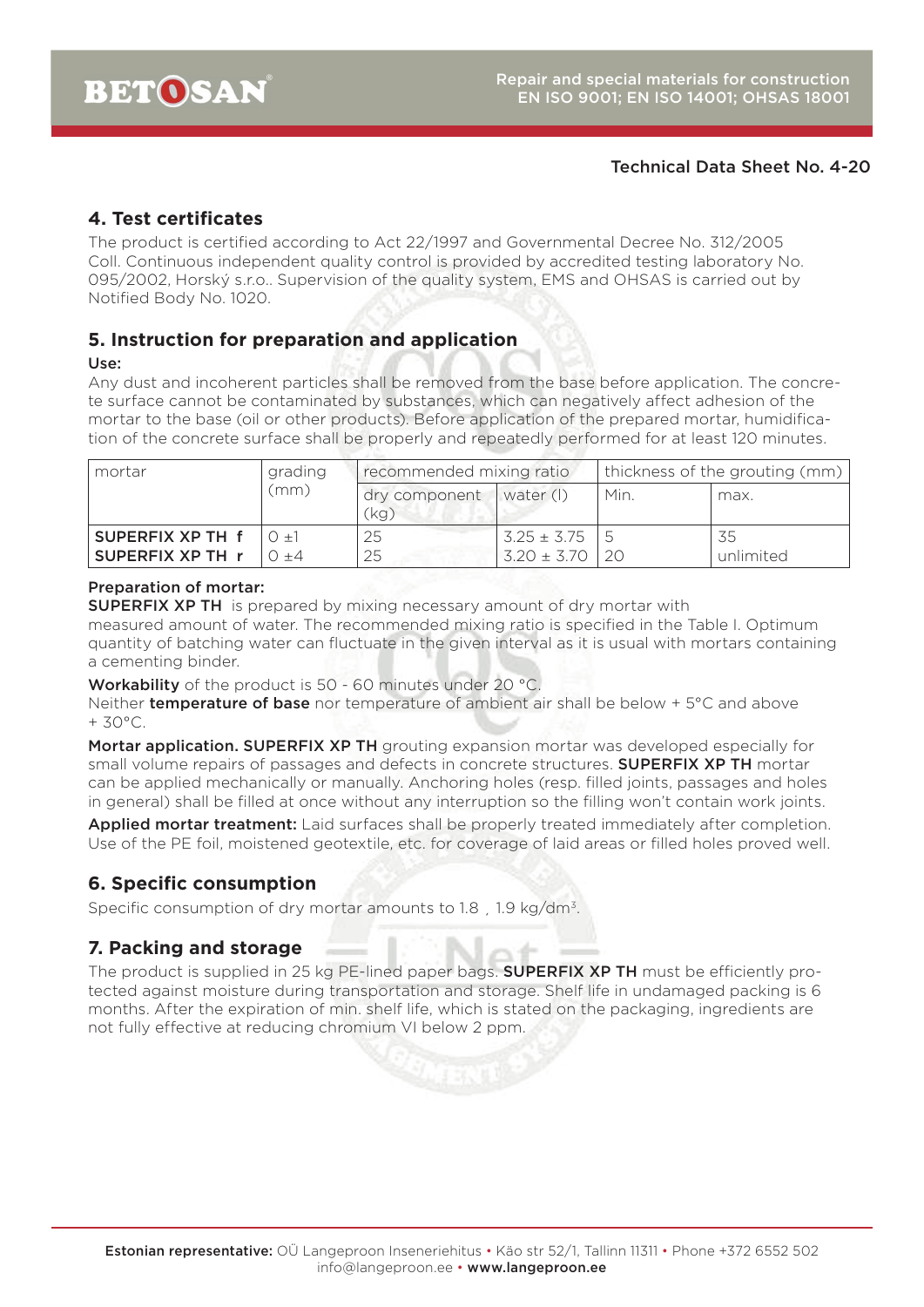Technical Data Sheet No. 4-20

## 4. Test certificates

The product is certified according to Act 22/1997 and Governmental Decree No. 312/2005 Coll. Continuous independent quality control is provided by accredited testing laboratory No. 095/2002, Horský s.r.o.. Supervision of the quality system, EMS and OHSAS is carried out by Notified Body No. 1020.

## 5. Instruction for preparation and application

**Use:**

Any dust and incoherent particles shall be removed from the base before application. The concrete surface cannot be contaminated by substances, which can negatively affect adhesion of the mortar to the base (oil or other products). Before application of the prepared mortar, humidification of the concrete surface shall be properly and repeatedly performed for at least 120 minutes.

| mortar | grading (mm) | recommended mixing ratio | | thickness of the grouting (mm) | |
|---|---|---|---|---|---|
| | | dry component (kg) | water (l) | Min. | max. |
| **SUPERFIX XP TH f** | 0 ±1 | 25 | 3.25 ± 3.75 | 5 | 35 |
| **SUPERFIX XP TH r** | 0 ±4 | 25 | 3.20 ± 3.70 | 20 | unlimited |

**Preparation of mortar:**

**SUPERFIX XP TH** is prepared by mixing necessary amount of dry mortar with measured amount of water. The recommended mixing ratio is specified in the Table I. Optimum quantity of batching water can fluctuate in the given interval as it is usual with mortars containing a cementing binder.

**Workability** of the product is 50 - 60 minutes under 20 °C.

Neither **temperature of base** nor temperature of ambient air shall be below + 5°C and above + 30°C.

**Mortar application. SUPERFIX XP TH** grouting expansion mortar was developed especially for small volume repairs of passages and defects in concrete structures. **SUPERFIX XP TH** mortar can be applied mechanically or manually. Anchoring holes (resp. filled joints, passages and holes in general) shall be filled at once without any interruption so the filling won't contain work joints.

**Applied mortar treatment:** Laid surfaces shall be properly treated immediately after completion. Use of the PE foil, moistened geotextile, etc. for coverage of laid areas or filled holes proved well.

## 6. Specific consumption

Specific consumption of dry mortar amounts to 1.8 ¸ 1.9 kg/dm$^3$.

## 7. Packing and storage

The product is supplied in 25 kg PE-lined paper bags. **SUPERFIX XP TH** must be efficiently protected against moisture during transportation and storage. Shelf life in undamaged packing is 6 months. After the expiration of min. shelf life, which is stated on the packaging, ingredients are not fully effective at reducing chromium VI below 2 ppm.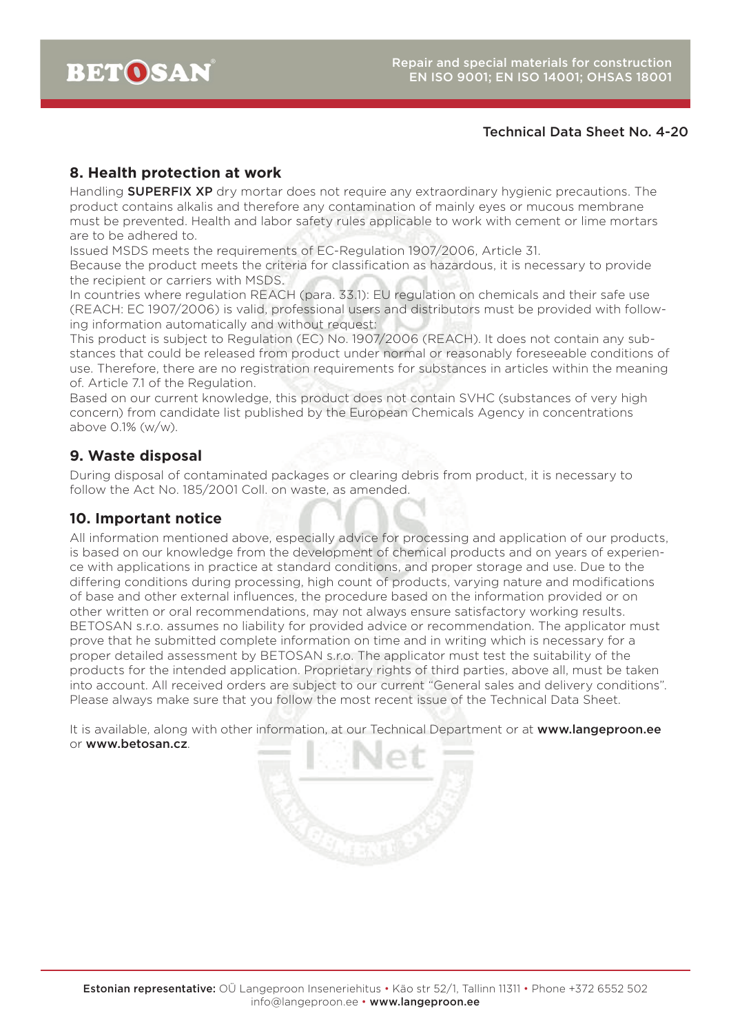Technical Data Sheet No. 4-20

## 8. Health protection at work

Handling **SUPERFIX XP** dry mortar does not require any extraordinary hygienic precautions. The product contains alkalis and therefore any contamination of mainly eyes or mucous membrane must be prevented. Health and labor safety rules applicable to work with cement or lime mortars are to be adhered to.

Issued MSDS meets the requirements of EC-Regulation 1907/2006, Article 31.

Because the product meets the criteria for classification as hazardous, it is necessary to provide the recipient or carriers with MSDS.

In countries where regulation REACH (para. 33.1): EU regulation on chemicals and their safe use (REACH: EC 1907/2006) is valid, professional users and distributors must be provided with following information automatically and without request:

This product is subject to Regulation (EC) No. 1907/2006 (REACH). It does not contain any substances that could be released from product under normal or reasonably foreseeable conditions of use. Therefore, there are no registration requirements for substances in articles within the meaning of. Article 7.1 of the Regulation.

Based on our current knowledge, this product does not contain SVHC (substances of very high concern) from candidate list published by the European Chemicals Agency in concentrations above 0.1% (w/w).

## 9. Waste disposal

During disposal of contaminated packages or clearing debris from product, it is necessary to follow the Act No. 185/2001 Coll. on waste, as amended.

## 10. Important notice

All information mentioned above, especially advice for processing and application of our products, is based on our knowledge from the development of chemical products and on years of experience with applications in practice at standard conditions, and proper storage and use. Due to the differing conditions during processing, high count of products, varying nature and modifications of base and other external influences, the procedure based on the information provided or on other written or oral recommendations, may not always ensure satisfactory working results. BETOSAN s.r.o. assumes no liability for provided advice or recommendation. The applicator must prove that he submitted complete information on time and in writing which is necessary for a proper detailed assessment by BETOSAN s.r.o. The applicator must test the suitability of the products for the intended application. Proprietary rights of third parties, above all, must be taken into account. All received orders are subject to our current "General sales and delivery conditions". Please always make sure that you follow the most recent issue of the Technical Data Sheet.

It is available, along with other information, at our Technical Department or at **www.langeproon.ee** or **www.betosan.cz**.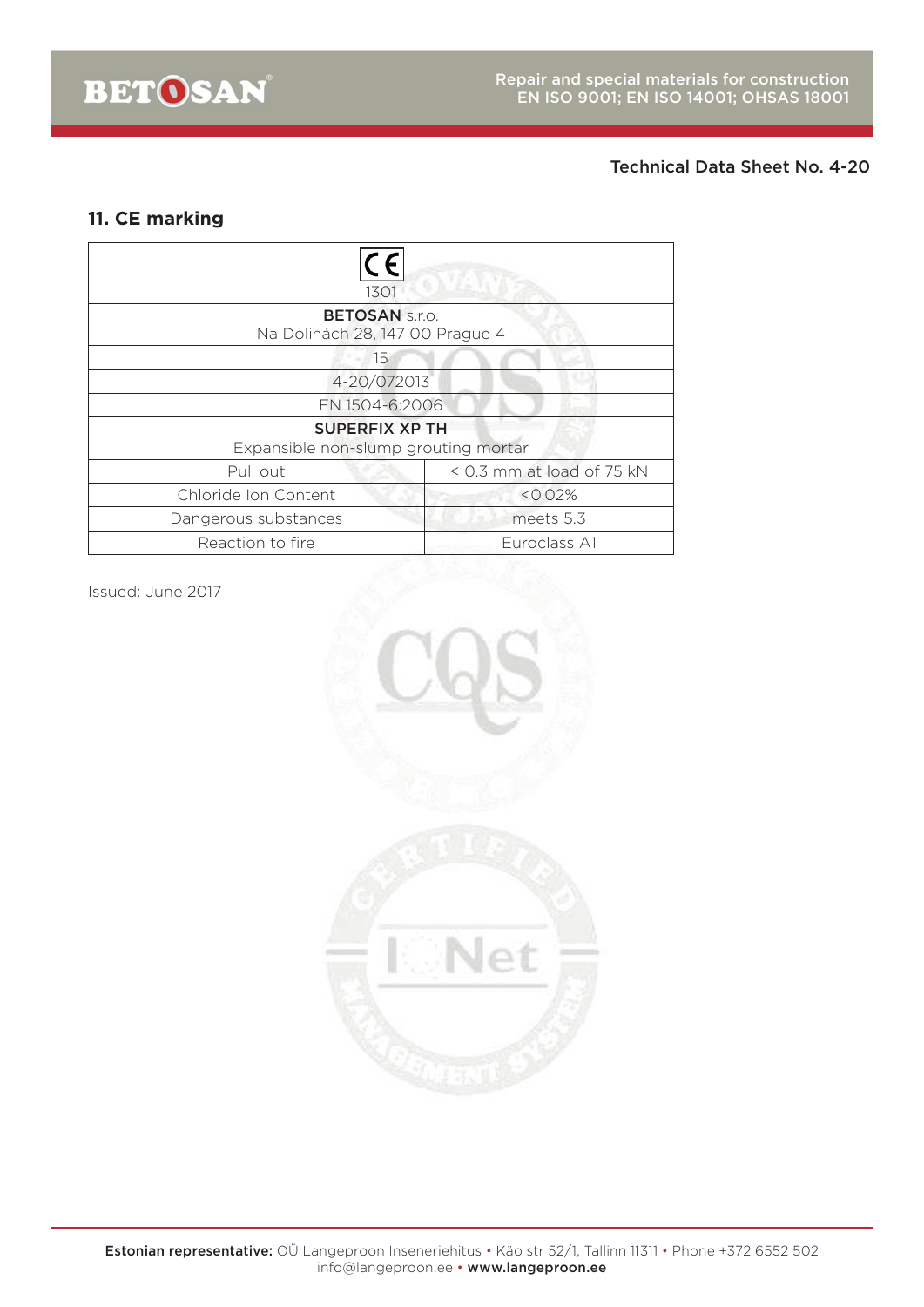Technical Data Sheet No. 4-20

## 11. CE marking

| | |
|---|---|
| CE<br>1301 | |
| **BETOSAN** s.r.o.<br>Na Dolinách 28, 147 00 Prague 4 | |
| 15 | |
| 4-20/072013 | |
| EN 1504-6:2006 | |
| **SUPERFIX XP TH**<br>Expansible non-slump grouting mortar | |
| Pull out | < 0.3 mm at load of 75 kN |
| Chloride Ion Content | <0.02% |
| Dangerous substances | meets 5.3 |
| Reaction to fire | Euroclass A1 |

Issued: June 2017